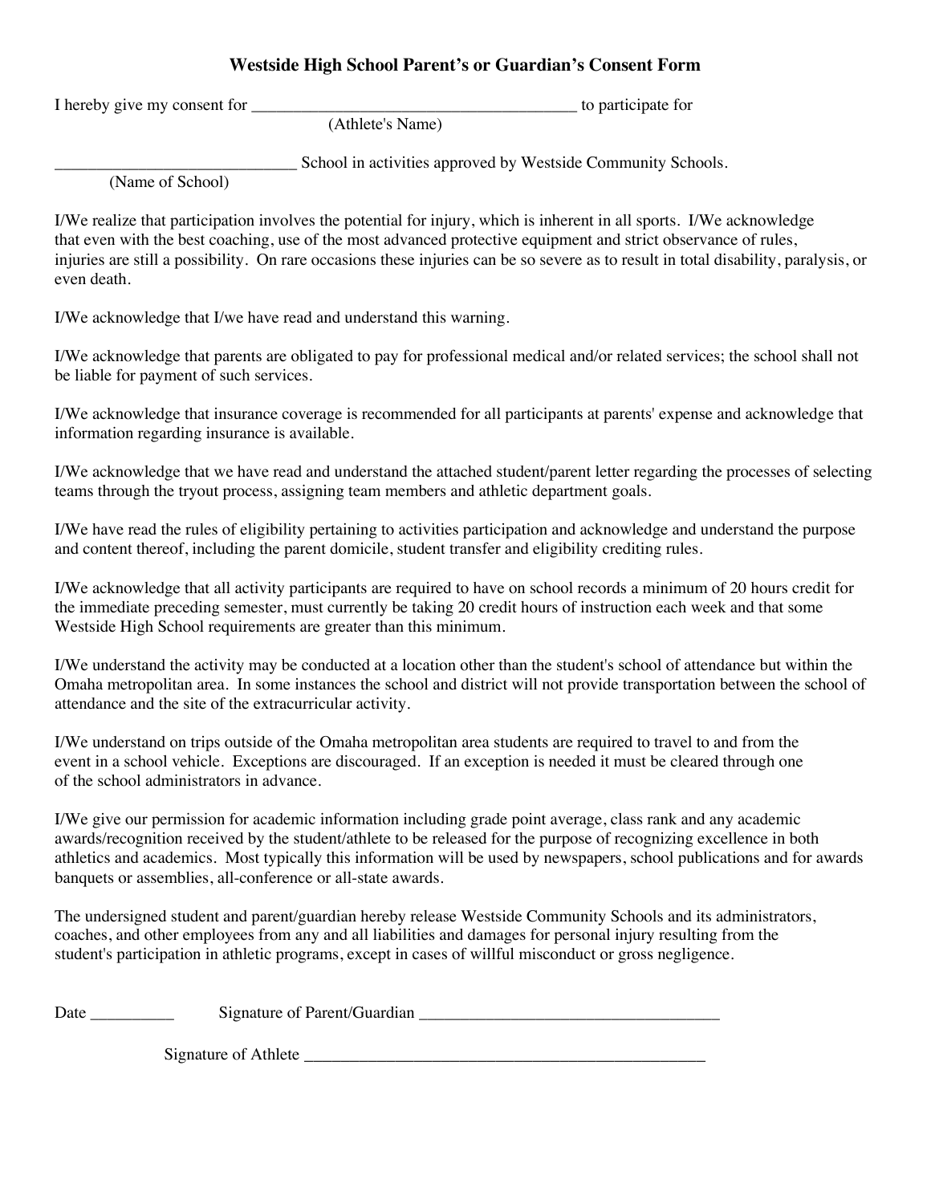## Westside High School Parent's or Guardian's Consent Form

I hereby give my consent for ________________________________________ to participate for
(Athlete's Name)

______________________________ School in activities approved by Westside Community Schools.
(Name of School)

I/We realize that participation involves the potential for injury, which is inherent in all sports. I/We acknowledge that even with the best coaching, use of the most advanced protective equipment and strict observance of rules, injuries are still a possibility. On rare occasions these injuries can be so severe as to result in total disability, paralysis, or even death.

I/We acknowledge that I/we have read and understand this warning.

I/We acknowledge that parents are obligated to pay for professional medical and/or related services; the school shall not be liable for payment of such services.

I/We acknowledge that insurance coverage is recommended for all participants at parents' expense and acknowledge that information regarding insurance is available.

I/We acknowledge that we have read and understand the attached student/parent letter regarding the processes of selecting teams through the tryout process, assigning team members and athletic department goals.

I/We have read the rules of eligibility pertaining to activities participation and acknowledge and understand the purpose and content thereof, including the parent domicile, student transfer and eligibility crediting rules.

I/We acknowledge that all activity participants are required to have on school records a minimum of 20 hours credit for the immediate preceding semester, must currently be taking 20 credit hours of instruction each week and that some Westside High School requirements are greater than this minimum.

I/We understand the activity may be conducted at a location other than the student's school of attendance but within the Omaha metropolitan area. In some instances the school and district will not provide transportation between the school of attendance and the site of the extracurricular activity.

I/We understand on trips outside of the Omaha metropolitan area students are required to travel to and from the event in a school vehicle. Exceptions are discouraged. If an exception is needed it must be cleared through one of the school administrators in advance.

I/We give our permission for academic information including grade point average, class rank and any academic awards/recognition received by the student/athlete to be released for the purpose of recognizing excellence in both athletics and academics. Most typically this information will be used by newspapers, school publications and for awards banquets or assemblies, all-conference or all-state awards.

The undersigned student and parent/guardian hereby release Westside Community Schools and its administrators, coaches, and other employees from any and all liabilities and damages for personal injury resulting from the student's participation in athletic programs, except in cases of willful misconduct or gross negligence.

Date __________ Signature of Parent/Guardian ____________________________________

Signature of Athlete __________________________________________________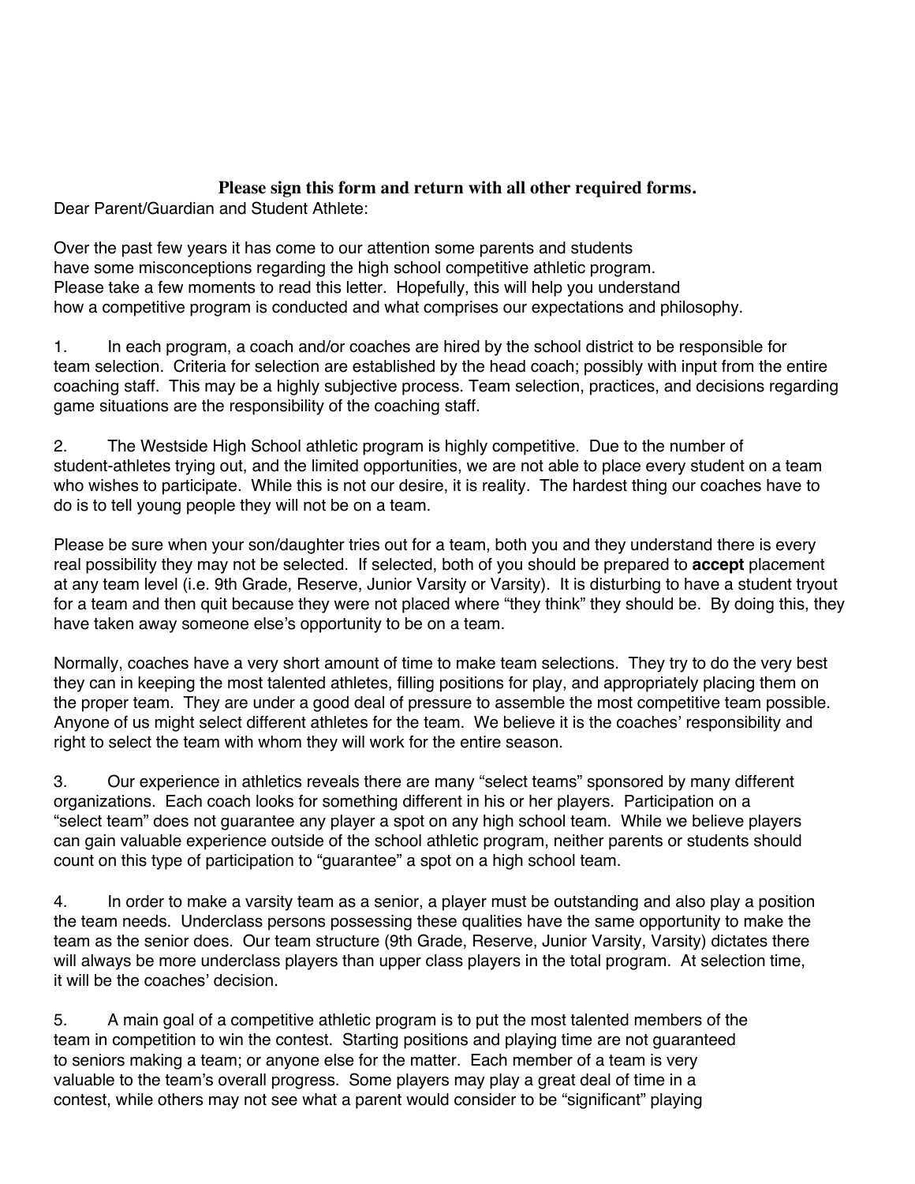**Please sign this form and return with all other required forms.**

Dear Parent/Guardian and Student Athlete:

Over the past few years it has come to our attention some parents and students have some misconceptions regarding the high school competitive athletic program. Please take a few moments to read this letter. Hopefully, this will help you understand how a competitive program is conducted and what comprises our expectations and philosophy.

1. In each program, a coach and/or coaches are hired by the school district to be responsible for team selection. Criteria for selection are established by the head coach; possibly with input from the entire coaching staff. This may be a highly subjective process. Team selection, practices, and decisions regarding game situations are the responsibility of the coaching staff.

2. The Westside High School athletic program is highly competitive. Due to the number of student-athletes trying out, and the limited opportunities, we are not able to place every student on a team who wishes to participate. While this is not our desire, it is reality. The hardest thing our coaches have to do is to tell young people they will not be on a team.

Please be sure when your son/daughter tries out for a team, both you and they understand there is every real possibility they may not be selected. If selected, both of you should be prepared to **accept** placement at any team level (i.e. 9th Grade, Reserve, Junior Varsity or Varsity). It is disturbing to have a student tryout for a team and then quit because they were not placed where "they think" they should be. By doing this, they have taken away someone else's opportunity to be on a team.

Normally, coaches have a very short amount of time to make team selections. They try to do the very best they can in keeping the most talented athletes, filling positions for play, and appropriately placing them on the proper team. They are under a good deal of pressure to assemble the most competitive team possible. Anyone of us might select different athletes for the team. We believe it is the coaches' responsibility and right to select the team with whom they will work for the entire season.

3. Our experience in athletics reveals there are many "select teams" sponsored by many different organizations. Each coach looks for something different in his or her players. Participation on a "select team" does not guarantee any player a spot on any high school team. While we believe players can gain valuable experience outside of the school athletic program, neither parents or students should count on this type of participation to "guarantee" a spot on a high school team.

4. In order to make a varsity team as a senior, a player must be outstanding and also play a position the team needs. Underclass persons possessing these qualities have the same opportunity to make the team as the senior does. Our team structure (9th Grade, Reserve, Junior Varsity, Varsity) dictates there will always be more underclass players than upper class players in the total program. At selection time, it will be the coaches' decision.

5. A main goal of a competitive athletic program is to put the most talented members of the team in competition to win the contest. Starting positions and playing time are not guaranteed to seniors making a team; or anyone else for the matter. Each member of a team is very valuable to the team's overall progress. Some players may play a great deal of time in a contest, while others may not see what a parent would consider to be "significant" playing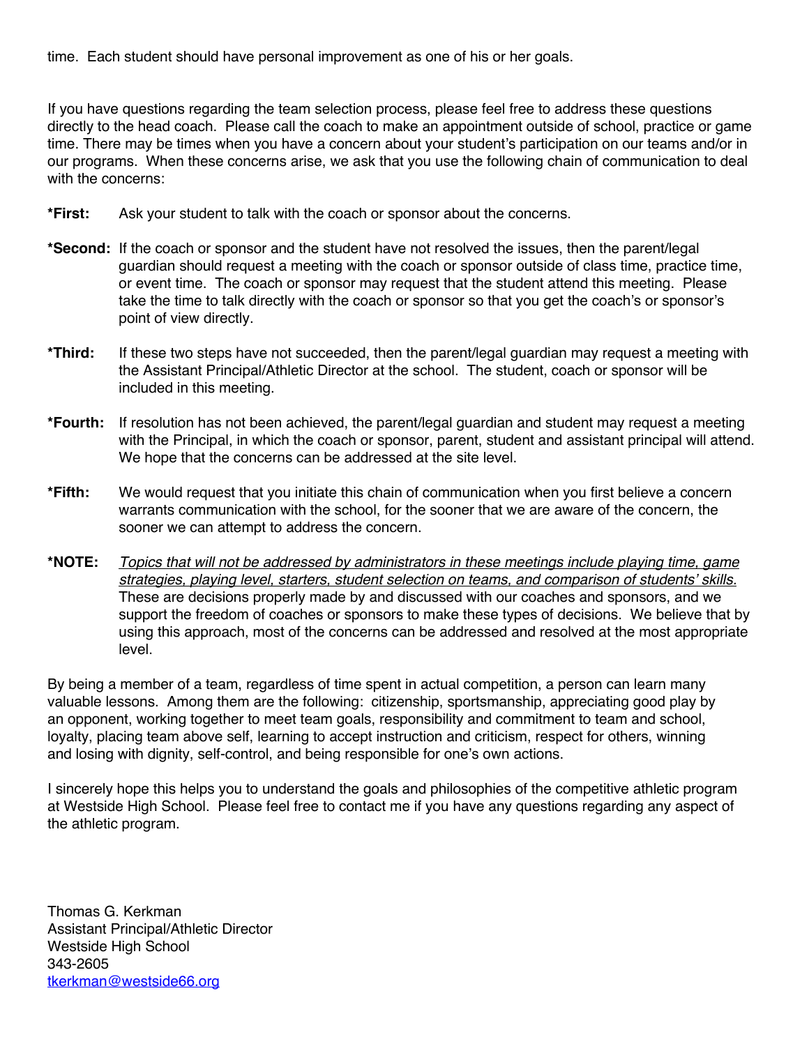time. Each student should have personal improvement as one of his or her goals.

If you have questions regarding the team selection process, please feel free to address these questions directly to the head coach. Please call the coach to make an appointment outside of school, practice or game time. There may be times when you have a concern about your student's participation on our teams and/or in our programs. When these concerns arise, we ask that you use the following chain of communication to deal with the concerns:

**\*First:** Ask your student to talk with the coach or sponsor about the concerns.

**\*Second:** If the coach or sponsor and the student have not resolved the issues, then the parent/legal guardian should request a meeting with the coach or sponsor outside of class time, practice time, or event time. The coach or sponsor may request that the student attend this meeting. Please take the time to talk directly with the coach or sponsor so that you get the coach's or sponsor's point of view directly.

**\*Third:** If these two steps have not succeeded, then the parent/legal guardian may request a meeting with the Assistant Principal/Athletic Director at the school. The student, coach or sponsor will be included in this meeting.

**\*Fourth:** If resolution has not been achieved, the parent/legal guardian and student may request a meeting with the Principal, in which the coach or sponsor, parent, student and assistant principal will attend. We hope that the concerns can be addressed at the site level.

**\*Fifth:** We would request that you initiate this chain of communication when you first believe a concern warrants communication with the school, for the sooner that we are aware of the concern, the sooner we can attempt to address the concern.

**\*NOTE:** *Topics that will not be addressed by administrators in these meetings include playing time, game strategies, playing level, starters, student selection on teams, and comparison of students' skills.* These are decisions properly made by and discussed with our coaches and sponsors, and we support the freedom of coaches or sponsors to make these types of decisions. We believe that by using this approach, most of the concerns can be addressed and resolved at the most appropriate level.

By being a member of a team, regardless of time spent in actual competition, a person can learn many valuable lessons. Among them are the following: citizenship, sportsmanship, appreciating good play by an opponent, working together to meet team goals, responsibility and commitment to team and school, loyalty, placing team above self, learning to accept instruction and criticism, respect for others, winning and losing with dignity, self-control, and being responsible for one's own actions.

I sincerely hope this helps you to understand the goals and philosophies of the competitive athletic program at Westside High School. Please feel free to contact me if you have any questions regarding any aspect of the athletic program.

Thomas G. Kerkman  
Assistant Principal/Athletic Director  
Westside High School  
343-2605  
tkerkman@westside66.org